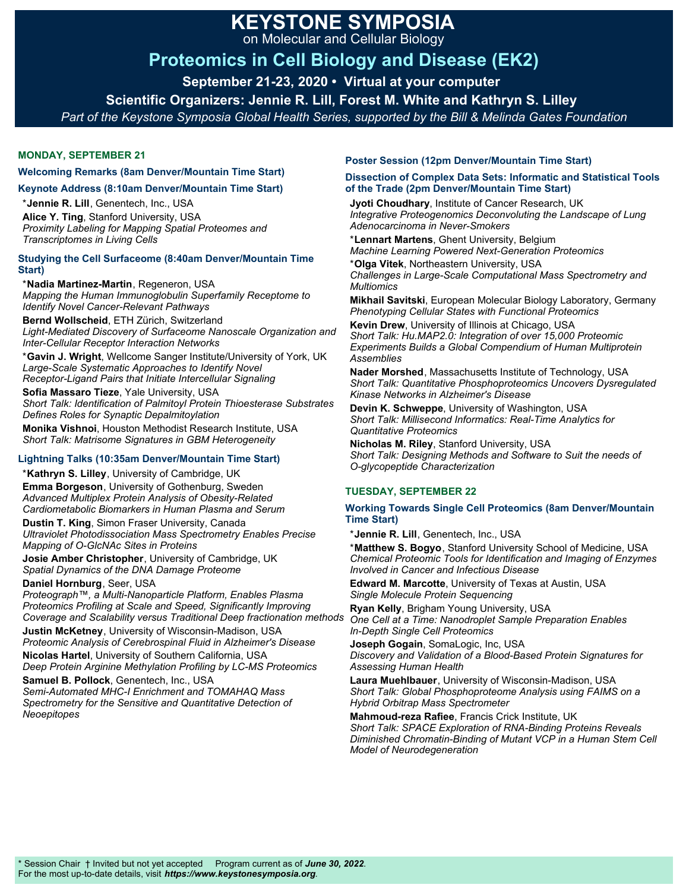# KEYSTONE SYMPOSIA

on Molecular and Cellular Biology

## Proteomics in Cell Biology and Disease (EK2)

**September 21-23, 2020 • Virtual at your computer**

**Scientific Organizers: Jennie R. Lill, Forest M. White and Kathryn S. Lilley**

*Part of the Keystone Symposia Global Health Series, supported by the Bill & Melinda Gates Foundation*

### MONDAY, SEPTEMBER 21

**Welcoming Remarks (8am Denver/Mountain Time Start)**

**Keynote Address (8:10am Denver/Mountain Time Start)**

*__Jennie R. Lill__, Genentech, Inc., USA

**Alice Y. Ting**, Stanford University, USA
*Proximity Labeling for Mapping Spatial Proteomes and Transcriptomes in Living Cells*

**Studying the Cell Surfaceome (8:40am Denver/Mountain Time Start)**

*__Nadia Martinez-Martin__, Regeneron, USA
*Mapping the Human Immunoglobulin Superfamily Receptome to Identify Novel Cancer-Relevant Pathways*

**Bernd Wollscheid**, ETH Zürich, Switzerland
*Light-Mediated Discovery of Surfaceome Nanoscale Organization and Inter-Cellular Receptor Interaction Networks*

*__Gavin J. Wright__, Wellcome Sanger Institute/University of York, UK
*Large-Scale Systematic Approaches to Identify Novel Receptor-Ligand Pairs that Initiate Intercellular Signaling*

**Sofia Massaro Tieze**, Yale University, USA
*Short Talk: Identification of Palmitoyl Protein Thioesterase Substrates Defines Roles for Synaptic Depalmitoylation*

**Monika Vishnoi**, Houston Methodist Research Institute, USA
*Short Talk: Matrisome Signatures in GBM Heterogeneity*

**Lightning Talks (10:35am Denver/Mountain Time Start)**

*__Kathryn S. Lilley__, University of Cambridge, UK

**Emma Borgeson**, University of Gothenburg, Sweden
*Advanced Multiplex Protein Analysis of Obesity-Related Cardiometabolic Biomarkers in Human Plasma and Serum*

**Dustin T. King**, Simon Fraser University, Canada
*Ultraviolet Photodissociation Mass Spectrometry Enables Precise Mapping of O-GlcNAc Sites in Proteins*

**Josie Amber Christopher**, University of Cambridge, UK
*Spatial Dynamics of the DNA Damage Proteome*

**Daniel Hornburg**, Seer, USA
*Proteograph™, a Multi-Nanoparticle Platform, Enables Plasma Proteomics Profiling at Scale and Speed, Significantly Improving Coverage and Scalability versus Traditional Deep fractionation methods*

**Justin McKetney**, University of Wisconsin-Madison, USA
*Proteomic Analysis of Cerebrospinal Fluid in Alzheimer's Disease*

**Nicolas Hartel**, University of Southern California, USA
*Deep Protein Arginine Methylation Profiling by LC-MS Proteomics*

**Samuel B. Pollock**, Genentech, Inc., USA
*Semi-Automated MHC-I Enrichment and TOMAHAQ Mass Spectrometry for the Sensitive and Quantitative Detection of Neoepitopes*

**Poster Session (12pm Denver/Mountain Time Start)**

**Dissection of Complex Data Sets: Informatic and Statistical Tools of the Trade (2pm Denver/Mountain Time Start)**

**Jyoti Choudhary**, Institute of Cancer Research, UK
*Integrative Proteogenomics Deconvoluting the Landscape of Lung Adenocarcinoma in Never-Smokers*

*__Lennart Martens__, Ghent University, Belgium
*Machine Learning Powered Next-Generation Proteomics*

*__Olga Vitek__, Northeastern University, USA
*Challenges in Large-Scale Computational Mass Spectrometry and Multiomics*

**Mikhail Savitski**, European Molecular Biology Laboratory, Germany
*Phenotyping Cellular States with Functional Proteomics*

**Kevin Drew**, University of Illinois at Chicago, USA
*Short Talk: Hu.MAP2.0: Integration of over 15,000 Proteomic Experiments Builds a Global Compendium of Human Multiprotein Assemblies*

**Nader Morshed**, Massachusetts Institute of Technology, USA
*Short Talk: Quantitative Phosphoproteomics Uncovers Dysregulated Kinase Networks in Alzheimer's Disease*

**Devin K. Schweppe**, University of Washington, USA
*Short Talk: Millisecond Informatics: Real-Time Analytics for Quantitative Proteomics*

**Nicholas M. Riley**, Stanford University, USA
*Short Talk: Designing Methods and Software to Suit the needs of O-glycopeptide Characterization*

### TUESDAY, SEPTEMBER 22

**Working Towards Single Cell Proteomics (8am Denver/Mountain Time Start)**

*__Jennie R. Lill__, Genentech, Inc., USA

*__Matthew S. Bogyo__, Stanford University School of Medicine, USA
*Chemical Proteomic Tools for Identification and Imaging of Enzymes Involved in Cancer and Infectious Disease*

**Edward M. Marcotte**, University of Texas at Austin, USA
*Single Molecule Protein Sequencing*

**Ryan Kelly**, Brigham Young University, USA
*One Cell at a Time: Nanodroplet Sample Preparation Enables In-Depth Single Cell Proteomics*

**Joseph Gogain**, SomaLogic, Inc, USA
*Discovery and Validation of a Blood-Based Protein Signatures for Assessing Human Health*

**Laura Muehlbauer**, University of Wisconsin-Madison, USA
*Short Talk: Global Phosphoproteome Analysis using FAIMS on a Hybrid Orbitrap Mass Spectrometer*

**Mahmoud-reza Rafiee**, Francis Crick Institute, UK
*Short Talk: SPACE Exploration of RNA-Binding Proteins Reveals Diminished Chromatin-Binding of Mutant VCP in a Human Stem Cell Model of Neurodegeneration*

\* Session Chair † Invited but not yet accepted   Program current as of ***June 30, 2022***.
For the most up-to-date details, visit ***https://www.keystonesymposia.org***.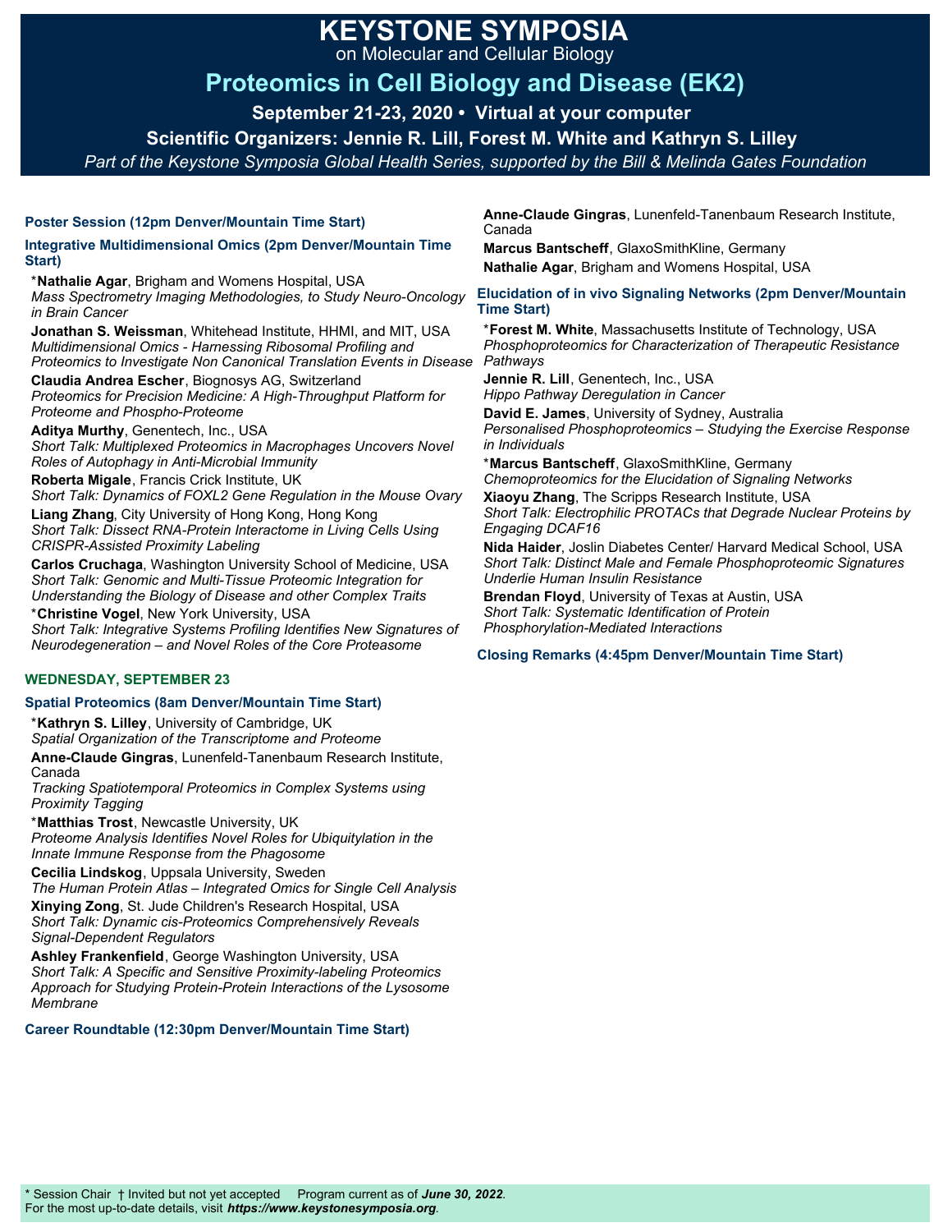# KEYSTONE SYMPOSIA

on Molecular and Cellular Biology

## Proteomics in Cell Biology and Disease (EK2)

**September 21-23, 2020 • Virtual at your computer**

**Scientific Organizers: Jennie R. Lill, Forest M. White and Kathryn S. Lilley**

*Part of the Keystone Symposia Global Health Series, supported by the Bill & Melinda Gates Foundation*

### Poster Session (12pm Denver/Mountain Time Start)

### Integrative Multidimensional Omics (2pm Denver/Mountain Time Start)

*__Nathalie Agar__, Brigham and Womens Hospital, USA
*Mass Spectrometry Imaging Methodologies, to Study Neuro-Oncology in Brain Cancer*

**Jonathan S. Weissman**, Whitehead Institute, HHMI, and MIT, USA
*Multidimensional Omics - Harnessing Ribosomal Profiling and Proteomics to Investigate Non Canonical Translation Events in Disease*

**Claudia Andrea Escher**, Biognosys AG, Switzerland
*Proteomics for Precision Medicine: A High-Throughput Platform for Proteome and Phospho-Proteome*

**Aditya Murthy**, Genentech, Inc., USA
*Short Talk: Multiplexed Proteomics in Macrophages Uncovers Novel Roles of Autophagy in Anti-Microbial Immunity*

**Roberta Migale**, Francis Crick Institute, UK
*Short Talk: Dynamics of FOXL2 Gene Regulation in the Mouse Ovary*

**Liang Zhang**, City University of Hong Kong, Hong Kong
*Short Talk: Dissect RNA-Protein Interactome in Living Cells Using CRISPR-Assisted Proximity Labeling*

**Carlos Cruchaga**, Washington University School of Medicine, USA
*Short Talk: Genomic and Multi-Tissue Proteomic Integration for Understanding the Biology of Disease and other Complex Traits*

*__Christine Vogel__, New York University, USA
*Short Talk: Integrative Systems Profiling Identifies New Signatures of Neurodegeneration – and Novel Roles of the Core Proteasome*

## WEDNESDAY, SEPTEMBER 23

### Spatial Proteomics (8am Denver/Mountain Time Start)

*__Kathryn S. Lilley__, University of Cambridge, UK
*Spatial Organization of the Transcriptome and Proteome*

**Anne-Claude Gingras**, Lunenfeld-Tanenbaum Research Institute, Canada
*Tracking Spatiotemporal Proteomics in Complex Systems using Proximity Tagging*

*__Matthias Trost__, Newcastle University, UK
*Proteome Analysis Identifies Novel Roles for Ubiquitylation in the Innate Immune Response from the Phagosome*

**Cecilia Lindskog**, Uppsala University, Sweden
*The Human Protein Atlas – Integrated Omics for Single Cell Analysis*

**Xinying Zong**, St. Jude Children's Research Hospital, USA
*Short Talk: Dynamic cis-Proteomics Comprehensively Reveals Signal-Dependent Regulators*

**Ashley Frankenfield**, George Washington University, USA
*Short Talk: A Specific and Sensitive Proximity-labeling Proteomics Approach for Studying Protein-Protein Interactions of the Lysosome Membrane*

### Career Roundtable (12:30pm Denver/Mountain Time Start)

**Anne-Claude Gingras**, Lunenfeld-Tanenbaum Research Institute, Canada

**Marcus Bantscheff**, GlaxoSmithKline, Germany

**Nathalie Agar**, Brigham and Womens Hospital, USA

### Elucidation of in vivo Signaling Networks (2pm Denver/Mountain Time Start)

*__Forest M. White__, Massachusetts Institute of Technology, USA
*Phosphoproteomics for Characterization of Therapeutic Resistance Pathways*

**Jennie R. Lill**, Genentech, Inc., USA
*Hippo Pathway Deregulation in Cancer*

**David E. James**, University of Sydney, Australia
*Personalised Phosphoproteomics – Studying the Exercise Response in Individuals*

*__Marcus Bantscheff__, GlaxoSmithKline, Germany
*Chemoproteomics for the Elucidation of Signaling Networks*

**Xiaoyu Zhang**, The Scripps Research Institute, USA
*Short Talk: Electrophilic PROTACs that Degrade Nuclear Proteins by Engaging DCAF16*

**Nida Haider**, Joslin Diabetes Center/ Harvard Medical School, USA
*Short Talk: Distinct Male and Female Phosphoproteomic Signatures Underlie Human Insulin Resistance*

**Brendan Floyd**, University of Texas at Austin, USA
*Short Talk: Systematic Identification of Protein Phosphorylation-Mediated Interactions*

### Closing Remarks (4:45pm Denver/Mountain Time Start)

* Session Chair † Invited but not yet accepted Program current as of ***June 30, 2022***.
For the most up-to-date details, visit ***https://www.keystonesymposia.org***.